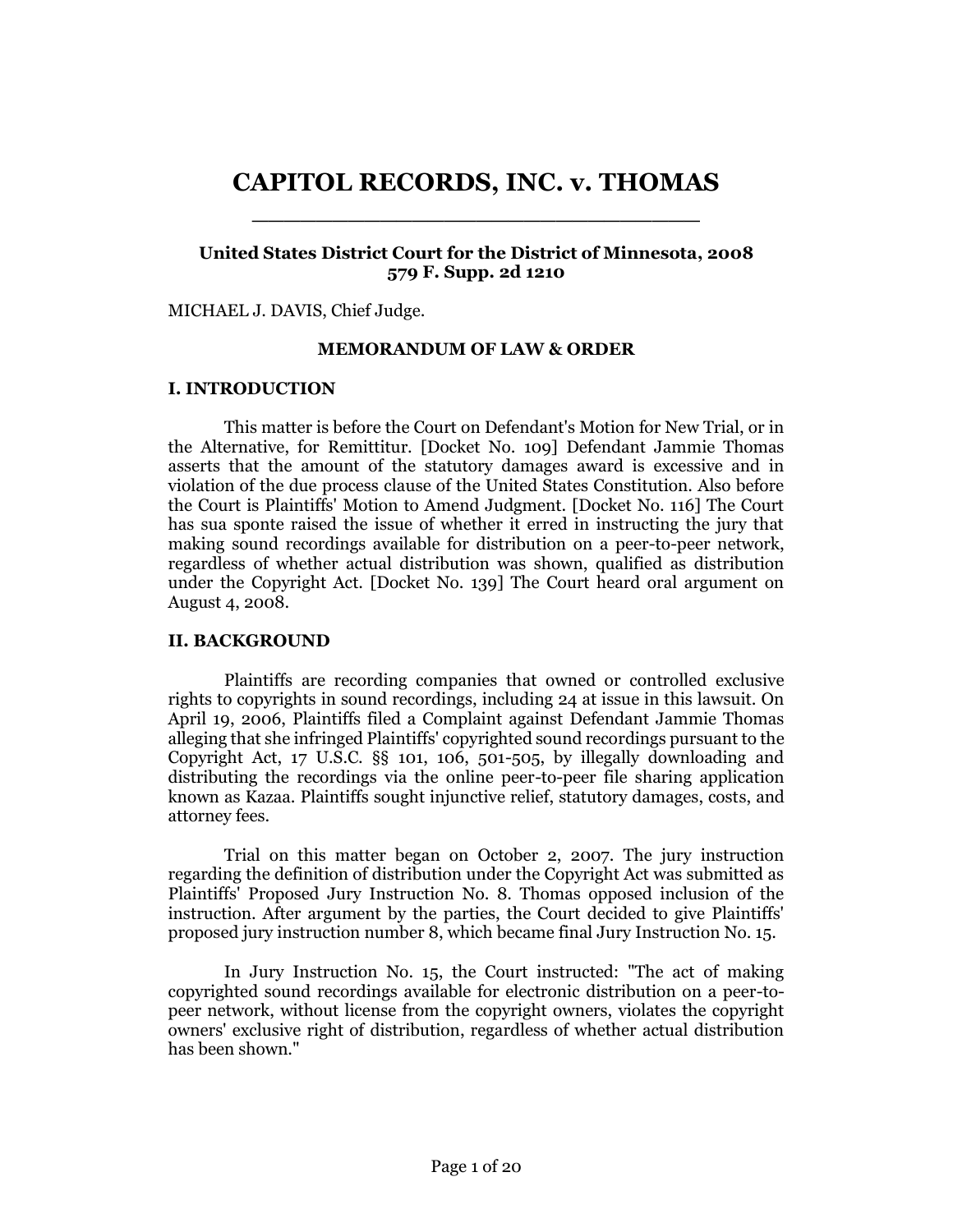# CAPITOL RECORDS, INC. v. THOMAS

**United States District Court for the District of Minnesota, 2008**
**579 F. Supp. 2d 1210**

MICHAEL J. DAVIS, Chief Judge.

**MEMORANDUM OF LAW & ORDER**

## I. INTRODUCTION

This matter is before the Court on Defendant's Motion for New Trial, or in the Alternative, for Remittitur. [Docket No. 109] Defendant Jammie Thomas asserts that the amount of the statutory damages award is excessive and in violation of the due process clause of the United States Constitution. Also before the Court is Plaintiffs' Motion to Amend Judgment. [Docket No. 116] The Court has sua sponte raised the issue of whether it erred in instructing the jury that making sound recordings available for distribution on a peer-to-peer network, regardless of whether actual distribution was shown, qualified as distribution under the Copyright Act. [Docket No. 139] The Court heard oral argument on August 4, 2008.

## II. BACKGROUND

Plaintiffs are recording companies that owned or controlled exclusive rights to copyrights in sound recordings, including 24 at issue in this lawsuit. On April 19, 2006, Plaintiffs filed a Complaint against Defendant Jammie Thomas alleging that she infringed Plaintiffs' copyrighted sound recordings pursuant to the Copyright Act, 17 U.S.C. §§ 101, 106, 501-505, by illegally downloading and distributing the recordings via the online peer-to-peer file sharing application known as Kazaa. Plaintiffs sought injunctive relief, statutory damages, costs, and attorney fees.

Trial on this matter began on October 2, 2007. The jury instruction regarding the definition of distribution under the Copyright Act was submitted as Plaintiffs' Proposed Jury Instruction No. 8. Thomas opposed inclusion of the instruction. After argument by the parties, the Court decided to give Plaintiffs' proposed jury instruction number 8, which became final Jury Instruction No. 15.

In Jury Instruction No. 15, the Court instructed: "The act of making copyrighted sound recordings available for electronic distribution on a peer-to-peer network, without license from the copyright owners, violates the copyright owners' exclusive right of distribution, regardless of whether actual distribution has been shown."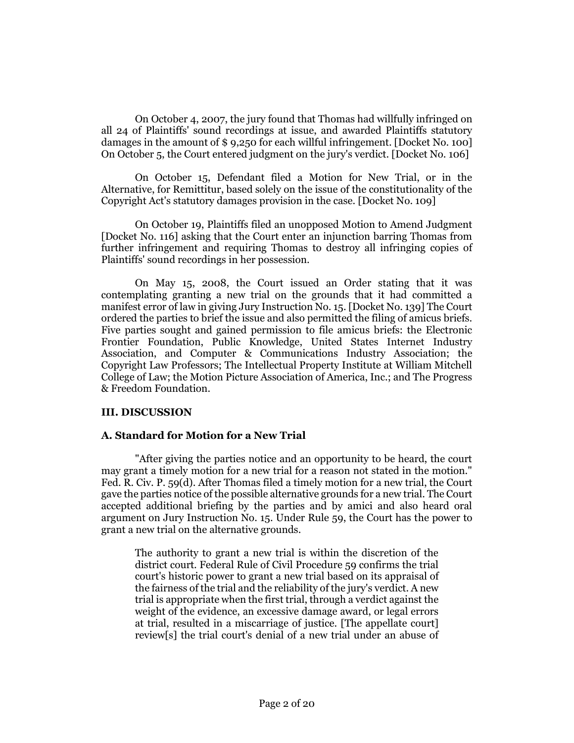On October 4, 2007, the jury found that Thomas had willfully infringed on all 24 of Plaintiffs' sound recordings at issue, and awarded Plaintiffs statutory damages in the amount of $ 9,250 for each willful infringement. [Docket No. 100] On October 5, the Court entered judgment on the jury's verdict. [Docket No. 106]

On October 15, Defendant filed a Motion for New Trial, or in the Alternative, for Remittitur, based solely on the issue of the constitutionality of the Copyright Act's statutory damages provision in the case. [Docket No. 109]

On October 19, Plaintiffs filed an unopposed Motion to Amend Judgment [Docket No. 116] asking that the Court enter an injunction barring Thomas from further infringement and requiring Thomas to destroy all infringing copies of Plaintiffs' sound recordings in her possession.

On May 15, 2008, the Court issued an Order stating that it was contemplating granting a new trial on the grounds that it had committed a manifest error of law in giving Jury Instruction No. 15. [Docket No. 139] The Court ordered the parties to brief the issue and also permitted the filing of amicus briefs. Five parties sought and gained permission to file amicus briefs: the Electronic Frontier Foundation, Public Knowledge, United States Internet Industry Association, and Computer & Communications Industry Association; the Copyright Law Professors; The Intellectual Property Institute at William Mitchell College of Law; the Motion Picture Association of America, Inc.; and The Progress & Freedom Foundation.

### III. DISCUSSION

#### A. Standard for Motion for a New Trial

"After giving the parties notice and an opportunity to be heard, the court may grant a timely motion for a new trial for a reason not stated in the motion." Fed. R. Civ. P. 59(d). After Thomas filed a timely motion for a new trial, the Court gave the parties notice of the possible alternative grounds for a new trial. The Court accepted additional briefing by the parties and by amici and also heard oral argument on Jury Instruction No. 15. Under Rule 59, the Court has the power to grant a new trial on the alternative grounds.

> The authority to grant a new trial is within the discretion of the district court. Federal Rule of Civil Procedure 59 confirms the trial court's historic power to grant a new trial based on its appraisal of the fairness of the trial and the reliability of the jury's verdict. A new trial is appropriate when the first trial, through a verdict against the weight of the evidence, an excessive damage award, or legal errors at trial, resulted in a miscarriage of justice. [The appellate court] review[s] the trial court's denial of a new trial under an abuse of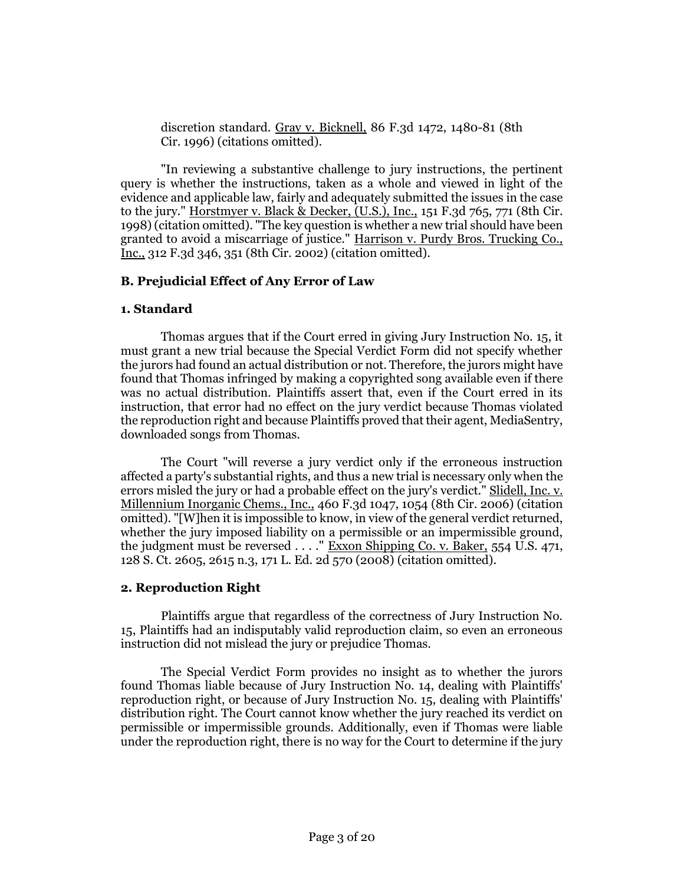discretion standard. Gray v. Bicknell, 86 F.3d 1472, 1480-81 (8th Cir. 1996) (citations omitted).

"In reviewing a substantive challenge to jury instructions, the pertinent query is whether the instructions, taken as a whole and viewed in light of the evidence and applicable law, fairly and adequately submitted the issues in the case to the jury." Horstmyer v. Black & Decker, (U.S.), Inc., 151 F.3d 765, 771 (8th Cir. 1998) (citation omitted). "The key question is whether a new trial should have been granted to avoid a miscarriage of justice." Harrison v. Purdy Bros. Trucking Co., Inc., 312 F.3d 346, 351 (8th Cir. 2002) (citation omitted).

### B. Prejudicial Effect of Any Error of Law

#### 1. Standard

Thomas argues that if the Court erred in giving Jury Instruction No. 15, it must grant a new trial because the Special Verdict Form did not specify whether the jurors had found an actual distribution or not. Therefore, the jurors might have found that Thomas infringed by making a copyrighted song available even if there was no actual distribution. Plaintiffs assert that, even if the Court erred in its instruction, that error had no effect on the jury verdict because Thomas violated the reproduction right and because Plaintiffs proved that their agent, MediaSentry, downloaded songs from Thomas.

The Court "will reverse a jury verdict only if the erroneous instruction affected a party's substantial rights, and thus a new trial is necessary only when the errors misled the jury or had a probable effect on the jury's verdict." Slidell, Inc. v. Millennium Inorganic Chems., Inc., 460 F.3d 1047, 1054 (8th Cir. 2006) (citation omitted). "[W]hen it is impossible to know, in view of the general verdict returned, whether the jury imposed liability on a permissible or an impermissible ground, the judgment must be reversed . . . ." Exxon Shipping Co. v. Baker, 554 U.S. 471, 128 S. Ct. 2605, 2615 n.3, 171 L. Ed. 2d 570 (2008) (citation omitted).

#### 2. Reproduction Right

Plaintiffs argue that regardless of the correctness of Jury Instruction No. 15, Plaintiffs had an indisputably valid reproduction claim, so even an erroneous instruction did not mislead the jury or prejudice Thomas.

The Special Verdict Form provides no insight as to whether the jurors found Thomas liable because of Jury Instruction No. 14, dealing with Plaintiffs' reproduction right, or because of Jury Instruction No. 15, dealing with Plaintiffs' distribution right. The Court cannot know whether the jury reached its verdict on permissible or impermissible grounds. Additionally, even if Thomas were liable under the reproduction right, there is no way for the Court to determine if the jury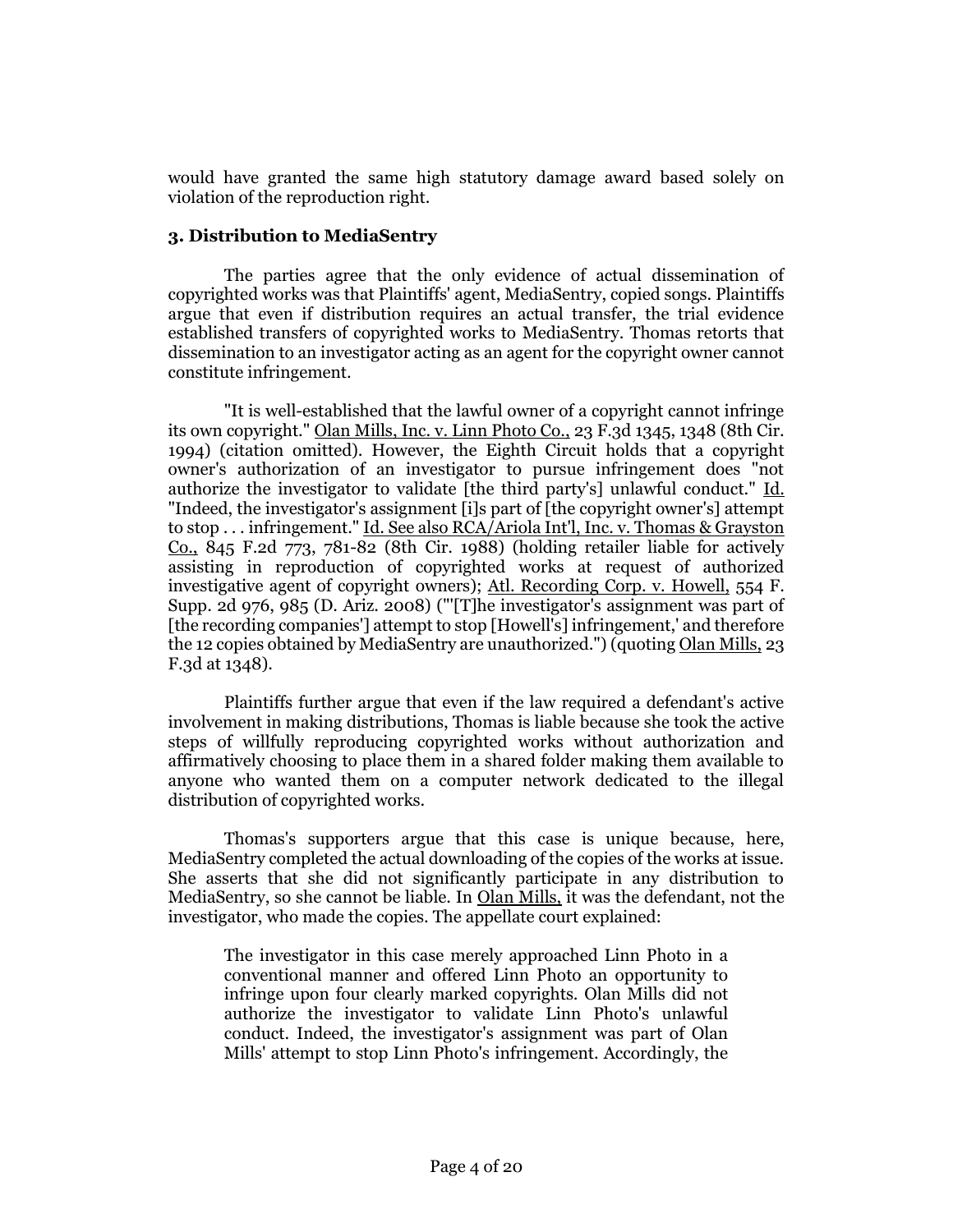would have granted the same high statutory damage award based solely on violation of the reproduction right.

### 3. Distribution to MediaSentry

The parties agree that the only evidence of actual dissemination of copyrighted works was that Plaintiffs' agent, MediaSentry, copied songs. Plaintiffs argue that even if distribution requires an actual transfer, the trial evidence established transfers of copyrighted works to MediaSentry. Thomas retorts that dissemination to an investigator acting as an agent for the copyright owner cannot constitute infringement.

"It is well-established that the lawful owner of a copyright cannot infringe its own copyright." Olan Mills, Inc. v. Linn Photo Co., 23 F.3d 1345, 1348 (8th Cir. 1994) (citation omitted). However, the Eighth Circuit holds that a copyright owner's authorization of an investigator to pursue infringement does "not authorize the investigator to validate [the third party's] unlawful conduct." Id. "Indeed, the investigator's assignment [i]s part of [the copyright owner's] attempt to stop . . . infringement." Id. See also RCA/Ariola Int'l, Inc. v. Thomas & Grayston Co., 845 F.2d 773, 781-82 (8th Cir. 1988) (holding retailer liable for actively assisting in reproduction of copyrighted works at request of authorized investigative agent of copyright owners); Atl. Recording Corp. v. Howell, 554 F. Supp. 2d 976, 985 (D. Ariz. 2008) ("'[T]he investigator's assignment was part of [the recording companies'] attempt to stop [Howell's] infringement,' and therefore the 12 copies obtained by MediaSentry are unauthorized.") (quoting Olan Mills, 23 F.3d at 1348).

Plaintiffs further argue that even if the law required a defendant's active involvement in making distributions, Thomas is liable because she took the active steps of willfully reproducing copyrighted works without authorization and affirmatively choosing to place them in a shared folder making them available to anyone who wanted them on a computer network dedicated to the illegal distribution of copyrighted works.

Thomas's supporters argue that this case is unique because, here, MediaSentry completed the actual downloading of the copies of the works at issue. She asserts that she did not significantly participate in any distribution to MediaSentry, so she cannot be liable. In Olan Mills, it was the defendant, not the investigator, who made the copies. The appellate court explained:

> The investigator in this case merely approached Linn Photo in a conventional manner and offered Linn Photo an opportunity to infringe upon four clearly marked copyrights. Olan Mills did not authorize the investigator to validate Linn Photo's unlawful conduct. Indeed, the investigator's assignment was part of Olan Mills' attempt to stop Linn Photo's infringement. Accordingly, the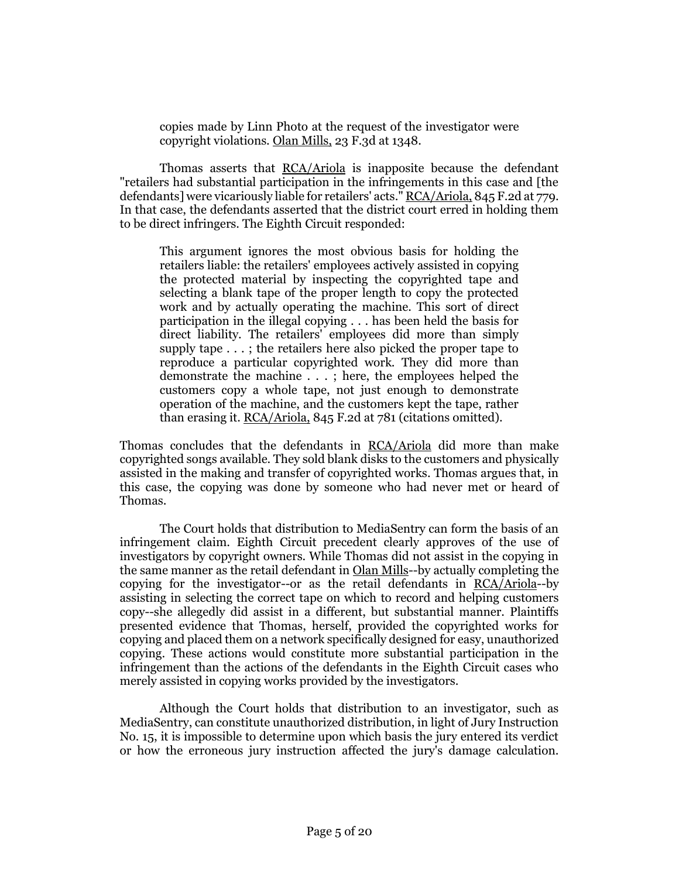> copies made by Linn Photo at the request of the investigator were copyright violations. Olan Mills, 23 F.3d at 1348.

Thomas asserts that RCA/Ariola is inapposite because the defendant "retailers had substantial participation in the infringements in this case and [the defendants] were vicariously liable for retailers' acts." RCA/Ariola, 845 F.2d at 779. In that case, the defendants asserted that the district court erred in holding them to be direct infringers. The Eighth Circuit responded:

> This argument ignores the most obvious basis for holding the retailers liable: the retailers' employees actively assisted in copying the protected material by inspecting the copyrighted tape and selecting a blank tape of the proper length to copy the protected work and by actually operating the machine. This sort of direct participation in the illegal copying . . . has been held the basis for direct liability. The retailers' employees did more than simply supply tape . . . ; the retailers here also picked the proper tape to reproduce a particular copyrighted work. They did more than demonstrate the machine . . . ; here, the employees helped the customers copy a whole tape, not just enough to demonstrate operation of the machine, and the customers kept the tape, rather than erasing it. RCA/Ariola, 845 F.2d at 781 (citations omitted).

Thomas concludes that the defendants in RCA/Ariola did more than make copyrighted songs available. They sold blank disks to the customers and physically assisted in the making and transfer of copyrighted works. Thomas argues that, in this case, the copying was done by someone who had never met or heard of Thomas.

The Court holds that distribution to MediaSentry can form the basis of an infringement claim. Eighth Circuit precedent clearly approves of the use of investigators by copyright owners. While Thomas did not assist in the copying in the same manner as the retail defendant in Olan Mills--by actually completing the copying for the investigator--or as the retail defendants in RCA/Ariola--by assisting in selecting the correct tape on which to record and helping customers copy--she allegedly did assist in a different, but substantial manner. Plaintiffs presented evidence that Thomas, herself, provided the copyrighted works for copying and placed them on a network specifically designed for easy, unauthorized copying. These actions would constitute more substantial participation in the infringement than the actions of the defendants in the Eighth Circuit cases who merely assisted in copying works provided by the investigators.

Although the Court holds that distribution to an investigator, such as MediaSentry, can constitute unauthorized distribution, in light of Jury Instruction No. 15, it is impossible to determine upon which basis the jury entered its verdict or how the erroneous jury instruction affected the jury's damage calculation.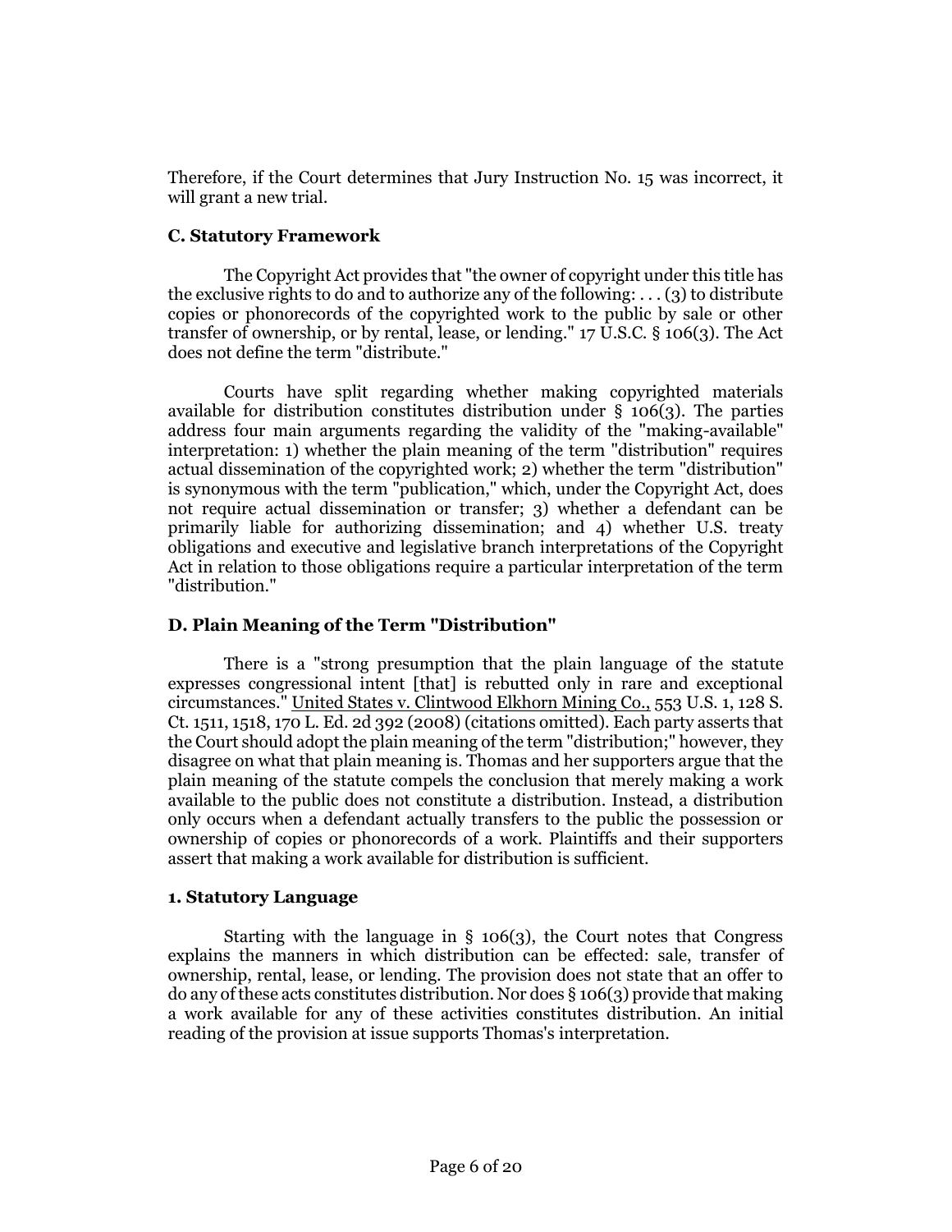Therefore, if the Court determines that Jury Instruction No. 15 was incorrect, it will grant a new trial.

### C. Statutory Framework

The Copyright Act provides that "the owner of copyright under this title has the exclusive rights to do and to authorize any of the following: . . . (3) to distribute copies or phonorecords of the copyrighted work to the public by sale or other transfer of ownership, or by rental, lease, or lending." 17 U.S.C. § 106(3). The Act does not define the term "distribute."

Courts have split regarding whether making copyrighted materials available for distribution constitutes distribution under § 106(3). The parties address four main arguments regarding the validity of the "making-available" interpretation: 1) whether the plain meaning of the term "distribution" requires actual dissemination of the copyrighted work; 2) whether the term "distribution" is synonymous with the term "publication," which, under the Copyright Act, does not require actual dissemination or transfer; 3) whether a defendant can be primarily liable for authorizing dissemination; and 4) whether U.S. treaty obligations and executive and legislative branch interpretations of the Copyright Act in relation to those obligations require a particular interpretation of the term "distribution."

### D. Plain Meaning of the Term "Distribution"

There is a "strong presumption that the plain language of the statute expresses congressional intent [that] is rebutted only in rare and exceptional circumstances." United States v. Clintwood Elkhorn Mining Co., 553 U.S. 1, 128 S. Ct. 1511, 1518, 170 L. Ed. 2d 392 (2008) (citations omitted). Each party asserts that the Court should adopt the plain meaning of the term "distribution;" however, they disagree on what that plain meaning is. Thomas and her supporters argue that the plain meaning of the statute compels the conclusion that merely making a work available to the public does not constitute a distribution. Instead, a distribution only occurs when a defendant actually transfers to the public the possession or ownership of copies or phonorecords of a work. Plaintiffs and their supporters assert that making a work available for distribution is sufficient.

#### 1. Statutory Language

Starting with the language in § 106(3), the Court notes that Congress explains the manners in which distribution can be effected: sale, transfer of ownership, rental, lease, or lending. The provision does not state that an offer to do any of these acts constitutes distribution. Nor does § 106(3) provide that making a work available for any of these activities constitutes distribution. An initial reading of the provision at issue supports Thomas's interpretation.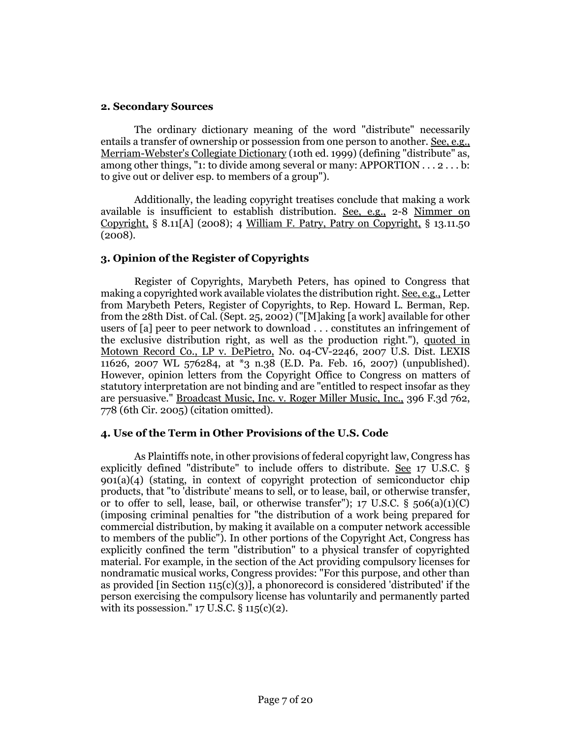### 2. Secondary Sources

The ordinary dictionary meaning of the word "distribute" necessarily entails a transfer of ownership or possession from one person to another. See, e.g., Merriam-Webster's Collegiate Dictionary (10th ed. 1999) (defining "distribute" as, among other things, "1: to divide among several or many: APPORTION . . . 2 . . . b: to give out or deliver esp. to members of a group").

Additionally, the leading copyright treatises conclude that making a work available is insufficient to establish distribution. See, e.g., 2-8 Nimmer on Copyright, § 8.11[A] (2008); 4 William F. Patry, Patry on Copyright, § 13.11.50 (2008).

### 3. Opinion of the Register of Copyrights

Register of Copyrights, Marybeth Peters, has opined to Congress that making a copyrighted work available violates the distribution right. See, e.g., Letter from Marybeth Peters, Register of Copyrights, to Rep. Howard L. Berman, Rep. from the 28th Dist. of Cal. (Sept. 25, 2002) ("[M]aking [a work] available for other users of [a] peer to peer network to download . . . constitutes an infringement of the exclusive distribution right, as well as the production right."), quoted in Motown Record Co., LP v. DePietro, No. 04-CV-2246, 2007 U.S. Dist. LEXIS 11626, 2007 WL 576284, at *3 n.38 (E.D. Pa. Feb. 16, 2007) (unpublished). However, opinion letters from the Copyright Office to Congress on matters of statutory interpretation are not binding and are "entitled to respect insofar as they are persuasive." Broadcast Music, Inc. v. Roger Miller Music, Inc., 396 F.3d 762, 778 (6th Cir. 2005) (citation omitted).

### 4. Use of the Term in Other Provisions of the U.S. Code

As Plaintiffs note, in other provisions of federal copyright law, Congress has explicitly defined "distribute" to include offers to distribute. See 17 U.S.C. § 901(a)(4) (stating, in context of copyright protection of semiconductor chip products, that "to 'distribute' means to sell, or to lease, bail, or otherwise transfer, or to offer to sell, lease, bail, or otherwise transfer"); 17 U.S.C. § 506(a)(1)(C) (imposing criminal penalties for "the distribution of a work being prepared for commercial distribution, by making it available on a computer network accessible to members of the public"). In other portions of the Copyright Act, Congress has explicitly confined the term "distribution" to a physical transfer of copyrighted material. For example, in the section of the Act providing compulsory licenses for nondramatic musical works, Congress provides: "For this purpose, and other than as provided [in Section 115(c)(3)], a phonorecord is considered 'distributed' if the person exercising the compulsory license has voluntarily and permanently parted with its possession." 17 U.S.C. § 115(c)(2).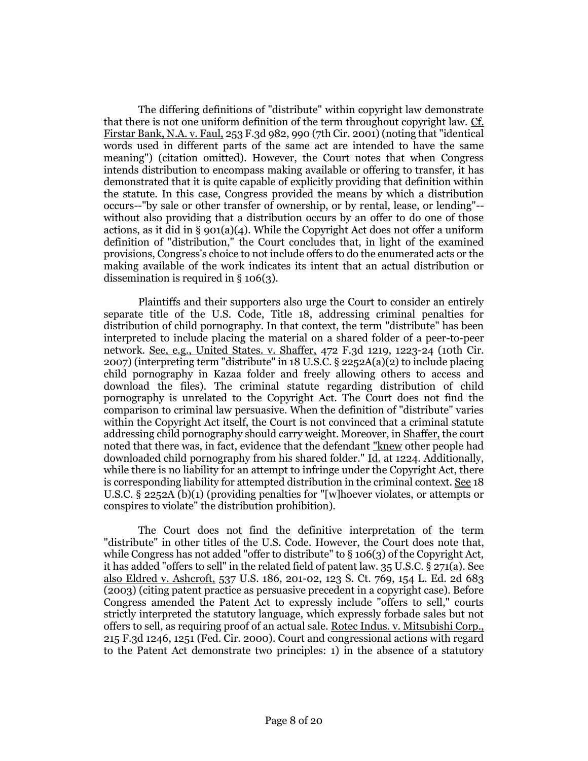The differing definitions of "distribute" within copyright law demonstrate that there is not one uniform definition of the term throughout copyright law. Cf. Firstar Bank, N.A. v. Faul, 253 F.3d 982, 990 (7th Cir. 2001) (noting that "identical words used in different parts of the same act are intended to have the same meaning") (citation omitted). However, the Court notes that when Congress intends distribution to encompass making available or offering to transfer, it has demonstrated that it is quite capable of explicitly providing that definition within the statute. In this case, Congress provided the means by which a distribution occurs--"by sale or other transfer of ownership, or by rental, lease, or lending"--without also providing that a distribution occurs by an offer to do one of those actions, as it did in § 901(a)(4). While the Copyright Act does not offer a uniform definition of "distribution," the Court concludes that, in light of the examined provisions, Congress's choice to not include offers to do the enumerated acts or the making available of the work indicates its intent that an actual distribution or dissemination is required in § 106(3).

Plaintiffs and their supporters also urge the Court to consider an entirely separate title of the U.S. Code, Title 18, addressing criminal penalties for distribution of child pornography. In that context, the term "distribute" has been interpreted to include placing the material on a shared folder of a peer-to-peer network. See, e.g., United States. v. Shaffer, 472 F.3d 1219, 1223-24 (10th Cir. 2007) (interpreting term "distribute" in 18 U.S.C. § 2252A(a)(2) to include placing child pornography in Kazaa folder and freely allowing others to access and download the files). The criminal statute regarding distribution of child pornography is unrelated to the Copyright Act. The Court does not find the comparison to criminal law persuasive. When the definition of "distribute" varies within the Copyright Act itself, the Court is not convinced that a criminal statute addressing child pornography should carry weight. Moreover, in Shaffer, the court noted that there was, in fact, evidence that the defendant "knew other people had downloaded child pornography from his shared folder." Id. at 1224. Additionally, while there is no liability for an attempt to infringe under the Copyright Act, there is corresponding liability for attempted distribution in the criminal context. See 18 U.S.C. § 2252A (b)(1) (providing penalties for "[w]hoever violates, or attempts or conspires to violate" the distribution prohibition).

The Court does not find the definitive interpretation of the term "distribute" in other titles of the U.S. Code. However, the Court does note that, while Congress has not added "offer to distribute" to § 106(3) of the Copyright Act, it has added "offers to sell" in the related field of patent law. 35 U.S.C. § 271(a). See also Eldred v. Ashcroft, 537 U.S. 186, 201-02, 123 S. Ct. 769, 154 L. Ed. 2d 683 (2003) (citing patent practice as persuasive precedent in a copyright case). Before Congress amended the Patent Act to expressly include "offers to sell," courts strictly interpreted the statutory language, which expressly forbade sales but not offers to sell, as requiring proof of an actual sale. Rotec Indus. v. Mitsubishi Corp., 215 F.3d 1246, 1251 (Fed. Cir. 2000). Court and congressional actions with regard to the Patent Act demonstrate two principles: 1) in the absence of a statutory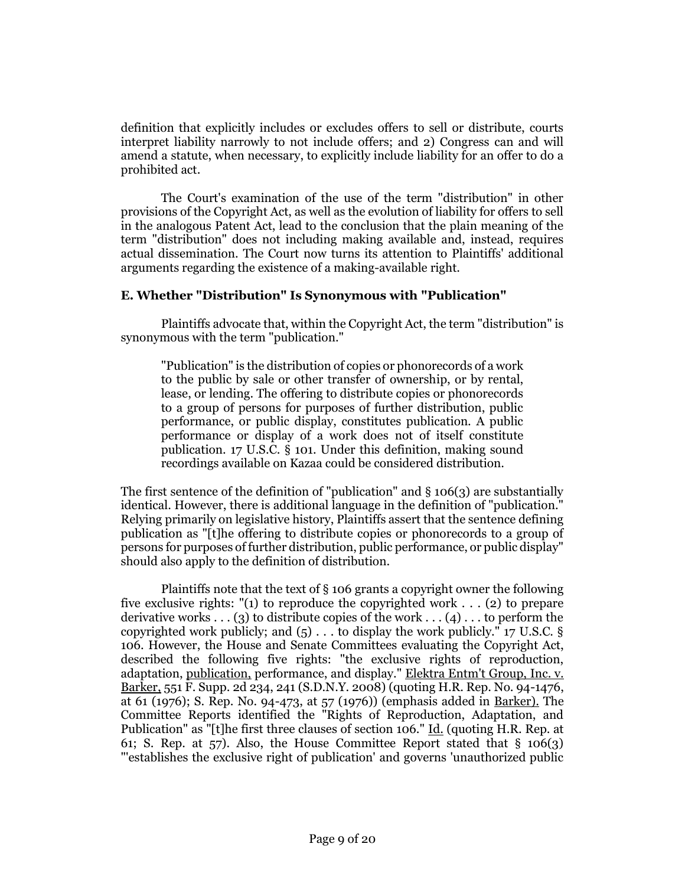definition that explicitly includes or excludes offers to sell or distribute, courts interpret liability narrowly to not include offers; and 2) Congress can and will amend a statute, when necessary, to explicitly include liability for an offer to do a prohibited act.

The Court's examination of the use of the term "distribution" in other provisions of the Copyright Act, as well as the evolution of liability for offers to sell in the analogous Patent Act, lead to the conclusion that the plain meaning of the term "distribution" does not including making available and, instead, requires actual dissemination. The Court now turns its attention to Plaintiffs' additional arguments regarding the existence of a making-available right.

### E. Whether "Distribution" Is Synonymous with "Publication"

Plaintiffs advocate that, within the Copyright Act, the term "distribution" is synonymous with the term "publication."

> "Publication" is the distribution of copies or phonorecords of a work to the public by sale or other transfer of ownership, or by rental, lease, or lending. The offering to distribute copies or phonorecords to a group of persons for purposes of further distribution, public performance, or public display, constitutes publication. A public performance or display of a work does not of itself constitute publication. 17 U.S.C. § 101. Under this definition, making sound recordings available on Kazaa could be considered distribution.

The first sentence of the definition of "publication" and § 106(3) are substantially identical. However, there is additional language in the definition of "publication." Relying primarily on legislative history, Plaintiffs assert that the sentence defining publication as "[t]he offering to distribute copies or phonorecords to a group of persons for purposes of further distribution, public performance, or public display" should also apply to the definition of distribution.

Plaintiffs note that the text of § 106 grants a copyright owner the following five exclusive rights: "(1) to reproduce the copyrighted work . . . (2) to prepare derivative works . . . (3) to distribute copies of the work . . . (4) . . . to perform the copyrighted work publicly; and (5) . . . to display the work publicly." 17 U.S.C. § 106. However, the House and Senate Committees evaluating the Copyright Act, described the following five rights: "the exclusive rights of reproduction, adaptation, publication, performance, and display." Elektra Entm't Group, Inc. v. Barker, 551 F. Supp. 2d 234, 241 (S.D.N.Y. 2008) (quoting H.R. Rep. No. 94-1476, at 61 (1976); S. Rep. No. 94-473, at 57 (1976)) (emphasis added in Barker). The Committee Reports identified the "Rights of Reproduction, Adaptation, and Publication" as "[t]he first three clauses of section 106." Id. (quoting H.R. Rep. at 61; S. Rep. at 57). Also, the House Committee Report stated that § 106(3) "'establishes the exclusive right of publication' and governs 'unauthorized public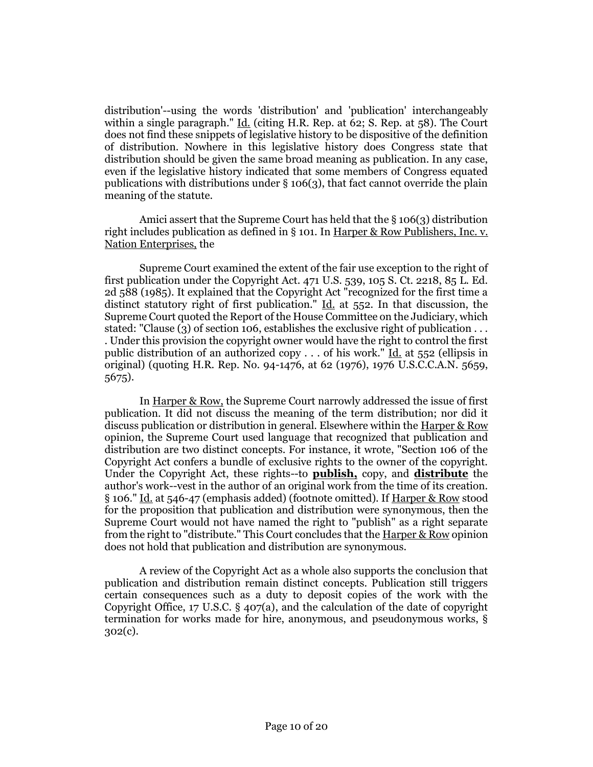distribution'--using the words 'distribution' and 'publication' interchangeably within a single paragraph." Id. (citing H.R. Rep. at 62; S. Rep. at 58). The Court does not find these snippets of legislative history to be dispositive of the definition of distribution. Nowhere in this legislative history does Congress state that distribution should be given the same broad meaning as publication. In any case, even if the legislative history indicated that some members of Congress equated publications with distributions under § 106(3), that fact cannot override the plain meaning of the statute.

Amici assert that the Supreme Court has held that the § 106(3) distribution right includes publication as defined in § 101. In Harper & Row Publishers, Inc. v. Nation Enterprises, the

Supreme Court examined the extent of the fair use exception to the right of first publication under the Copyright Act. 471 U.S. 539, 105 S. Ct. 2218, 85 L. Ed. 2d 588 (1985). It explained that the Copyright Act "recognized for the first time a distinct statutory right of first publication." Id. at 552. In that discussion, the Supreme Court quoted the Report of the House Committee on the Judiciary, which stated: "Clause (3) of section 106, establishes the exclusive right of publication . . . . Under this provision the copyright owner would have the right to control the first public distribution of an authorized copy . . . of his work." Id. at 552 (ellipsis in original) (quoting H.R. Rep. No. 94-1476, at 62 (1976), 1976 U.S.C.C.A.N. 5659, 5675).

In Harper & Row, the Supreme Court narrowly addressed the issue of first publication. It did not discuss the meaning of the term distribution; nor did it discuss publication or distribution in general. Elsewhere within the Harper & Row opinion, the Supreme Court used language that recognized that publication and distribution are two distinct concepts. For instance, it wrote, "Section 106 of the Copyright Act confers a bundle of exclusive rights to the owner of the copyright. Under the Copyright Act, these rights--to **publish,** copy, and **distribute** the author's work--vest in the author of an original work from the time of its creation. § 106." Id. at 546-47 (emphasis added) (footnote omitted). If Harper & Row stood for the proposition that publication and distribution were synonymous, then the Supreme Court would not have named the right to "publish" as a right separate from the right to "distribute." This Court concludes that the Harper & Row opinion does not hold that publication and distribution are synonymous.

A review of the Copyright Act as a whole also supports the conclusion that publication and distribution remain distinct concepts. Publication still triggers certain consequences such as a duty to deposit copies of the work with the Copyright Office, 17 U.S.C. § 407(a), and the calculation of the date of copyright termination for works made for hire, anonymous, and pseudonymous works, § 302(c).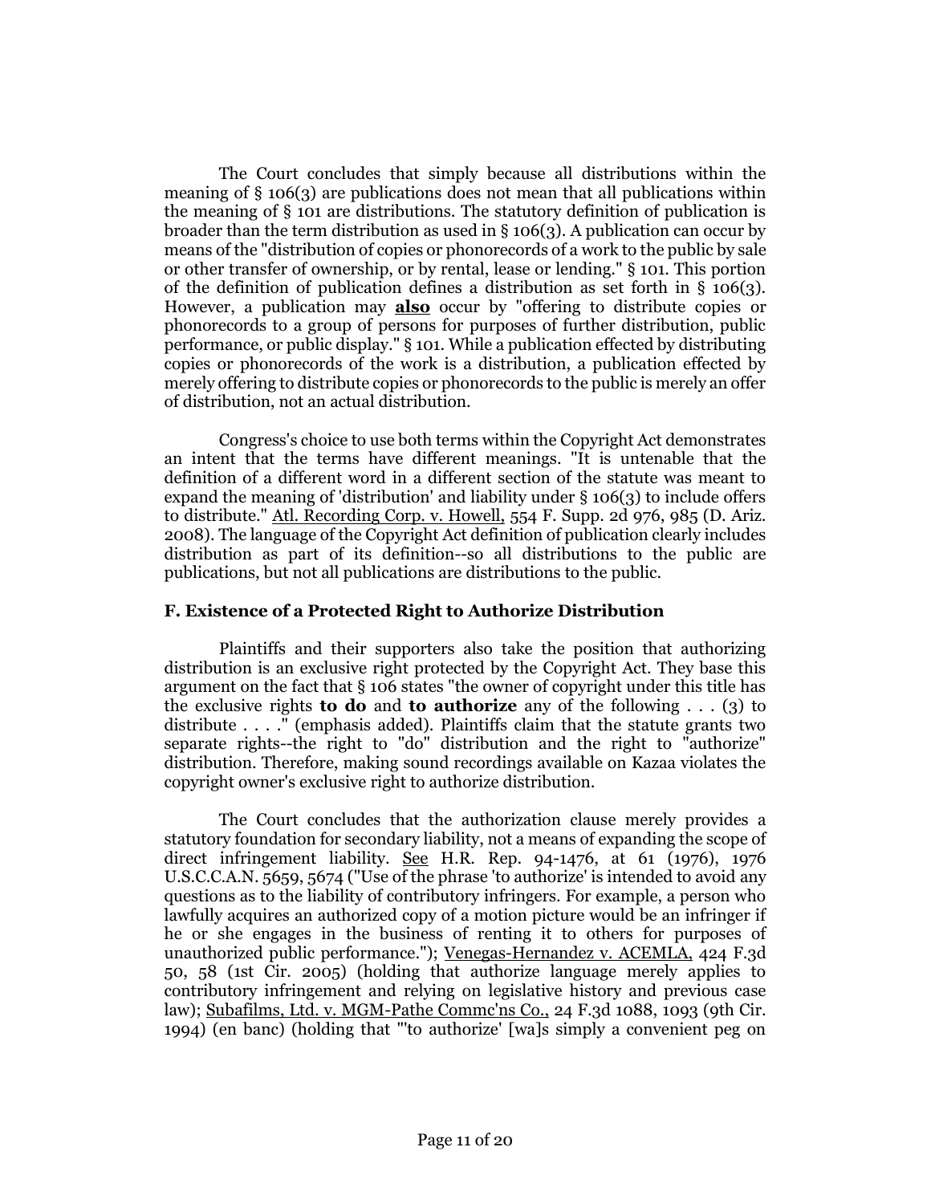The Court concludes that simply because all distributions within the meaning of § 106(3) are publications does not mean that all publications within the meaning of § 101 are distributions. The statutory definition of publication is broader than the term distribution as used in § 106(3). A publication can occur by means of the "distribution of copies or phonorecords of a work to the public by sale or other transfer of ownership, or by rental, lease or lending." § 101. This portion of the definition of publication defines a distribution as set forth in § 106(3). However, a publication may ***also*** occur by "offering to distribute copies or phonorecords to a group of persons for purposes of further distribution, public performance, or public display." § 101. While a publication effected by distributing copies or phonorecords of the work is a distribution, a publication effected by merely offering to distribute copies or phonorecords to the public is merely an offer of distribution, not an actual distribution.

Congress's choice to use both terms within the Copyright Act demonstrates an intent that the terms have different meanings. "It is untenable that the definition of a different word in a different section of the statute was meant to expand the meaning of 'distribution' and liability under § 106(3) to include offers to distribute." Atl. Recording Corp. v. Howell, 554 F. Supp. 2d 976, 985 (D. Ariz. 2008). The language of the Copyright Act definition of publication clearly includes distribution as part of its definition--so all distributions to the public are publications, but not all publications are distributions to the public.

### F. Existence of a Protected Right to Authorize Distribution

Plaintiffs and their supporters also take the position that authorizing distribution is an exclusive right protected by the Copyright Act. They base this argument on the fact that § 106 states "the owner of copyright under this title has the exclusive rights **to do** and **to authorize** any of the following . . . (3) to distribute . . . ." (emphasis added). Plaintiffs claim that the statute grants two separate rights--the right to "do" distribution and the right to "authorize" distribution. Therefore, making sound recordings available on Kazaa violates the copyright owner's exclusive right to authorize distribution.

The Court concludes that the authorization clause merely provides a statutory foundation for secondary liability, not a means of expanding the scope of direct infringement liability. See H.R. Rep. 94-1476, at 61 (1976), 1976 U.S.C.C.A.N. 5659, 5674 ("Use of the phrase 'to authorize' is intended to avoid any questions as to the liability of contributory infringers. For example, a person who lawfully acquires an authorized copy of a motion picture would be an infringer if he or she engages in the business of renting it to others for purposes of unauthorized public performance."); Venegas-Hernandez v. ACEMLA, 424 F.3d 50, 58 (1st Cir. 2005) (holding that authorize language merely applies to contributory infringement and relying on legislative history and previous case law); Subafilms, Ltd. v. MGM-Pathe Commc'ns Co., 24 F.3d 1088, 1093 (9th Cir. 1994) (en banc) (holding that "'to authorize' [wa]s simply a convenient peg on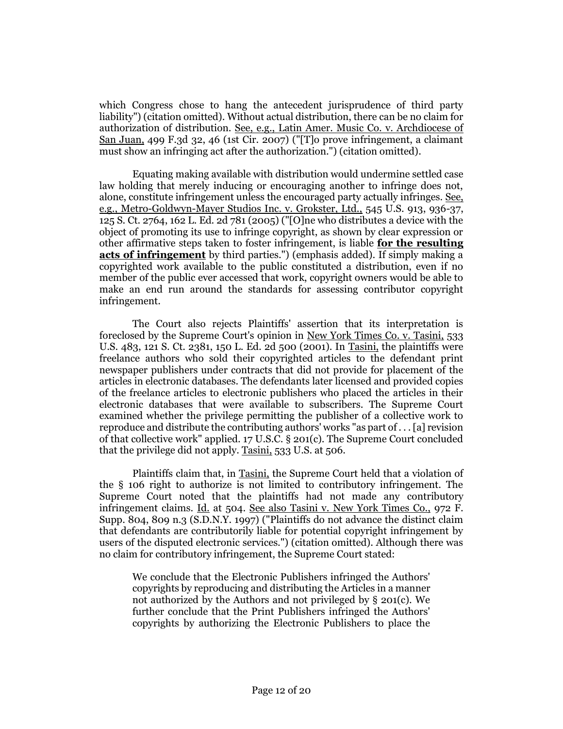which Congress chose to hang the antecedent jurisprudence of third party liability") (citation omitted). Without actual distribution, there can be no claim for authorization of distribution. See, e.g., Latin Amer. Music Co. v. Archdiocese of San Juan, 499 F.3d 32, 46 (1st Cir. 2007) ("[T]o prove infringement, a claimant must show an infringing act after the authorization.") (citation omitted).

Equating making available with distribution would undermine settled case law holding that merely inducing or encouraging another to infringe does not, alone, constitute infringement unless the encouraged party actually infringes. See, e.g., Metro-Goldwyn-Mayer Studios Inc. v. Grokster, Ltd., 545 U.S. 913, 936-37, 125 S. Ct. 2764, 162 L. Ed. 2d 781 (2005) ("[O]ne who distributes a device with the object of promoting its use to infringe copyright, as shown by clear expression or other affirmative steps taken to foster infringement, is liable **for the resulting acts of infringement** by third parties.") (emphasis added). If simply making a copyrighted work available to the public constituted a distribution, even if no member of the public ever accessed that work, copyright owners would be able to make an end run around the standards for assessing contributor copyright infringement.

The Court also rejects Plaintiffs' assertion that its interpretation is foreclosed by the Supreme Court's opinion in New York Times Co. v. Tasini, 533 U.S. 483, 121 S. Ct. 2381, 150 L. Ed. 2d 500 (2001). In Tasini, the plaintiffs were freelance authors who sold their copyrighted articles to the defendant print newspaper publishers under contracts that did not provide for placement of the articles in electronic databases. The defendants later licensed and provided copies of the freelance articles to electronic publishers who placed the articles in their electronic databases that were available to subscribers. The Supreme Court examined whether the privilege permitting the publisher of a collective work to reproduce and distribute the contributing authors' works "as part of . . . [a] revision of that collective work" applied. 17 U.S.C. § 201(c). The Supreme Court concluded that the privilege did not apply. Tasini, 533 U.S. at 506.

Plaintiffs claim that, in Tasini, the Supreme Court held that a violation of the § 106 right to authorize is not limited to contributory infringement. The Supreme Court noted that the plaintiffs had not made any contributory infringement claims. Id. at 504. See also Tasini v. New York Times Co., 972 F. Supp. 804, 809 n.3 (S.D.N.Y. 1997) ("Plaintiffs do not advance the distinct claim that defendants are contributorily liable for potential copyright infringement by users of the disputed electronic services.") (citation omitted). Although there was no claim for contributory infringement, the Supreme Court stated:

> We conclude that the Electronic Publishers infringed the Authors' copyrights by reproducing and distributing the Articles in a manner not authorized by the Authors and not privileged by § 201(c). We further conclude that the Print Publishers infringed the Authors' copyrights by authorizing the Electronic Publishers to place the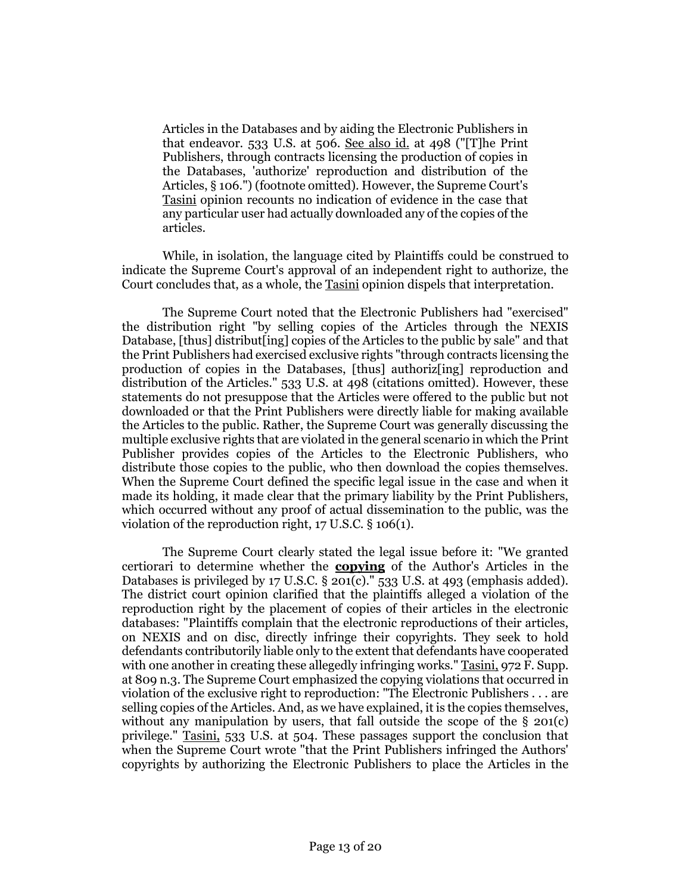Articles in the Databases and by aiding the Electronic Publishers in that endeavor. 533 U.S. at 506. See also id. at 498 ("[T]he Print Publishers, through contracts licensing the production of copies in the Databases, 'authorize' reproduction and distribution of the Articles, § 106.") (footnote omitted). However, the Supreme Court's Tasini opinion recounts no indication of evidence in the case that any particular user had actually downloaded any of the copies of the articles.

While, in isolation, the language cited by Plaintiffs could be construed to indicate the Supreme Court's approval of an independent right to authorize, the Court concludes that, as a whole, the Tasini opinion dispels that interpretation.

The Supreme Court noted that the Electronic Publishers had "exercised" the distribution right "by selling copies of the Articles through the NEXIS Database, [thus] distribut[ing] copies of the Articles to the public by sale" and that the Print Publishers had exercised exclusive rights "through contracts licensing the production of copies in the Databases, [thus] authoriz[ing] reproduction and distribution of the Articles." 533 U.S. at 498 (citations omitted). However, these statements do not presuppose that the Articles were offered to the public but not downloaded or that the Print Publishers were directly liable for making available the Articles to the public. Rather, the Supreme Court was generally discussing the multiple exclusive rights that are violated in the general scenario in which the Print Publisher provides copies of the Articles to the Electronic Publishers, who distribute those copies to the public, who then download the copies themselves. When the Supreme Court defined the specific legal issue in the case and when it made its holding, it made clear that the primary liability by the Print Publishers, which occurred without any proof of actual dissemination to the public, was the violation of the reproduction right, 17 U.S.C. § 106(1).

The Supreme Court clearly stated the legal issue before it: "We granted certiorari to determine whether the **copying** of the Author's Articles in the Databases is privileged by 17 U.S.C. § 201(c)." 533 U.S. at 493 (emphasis added). The district court opinion clarified that the plaintiffs alleged a violation of the reproduction right by the placement of copies of their articles in the electronic databases: "Plaintiffs complain that the electronic reproductions of their articles, on NEXIS and on disc, directly infringe their copyrights. They seek to hold defendants contributorily liable only to the extent that defendants have cooperated with one another in creating these allegedly infringing works." Tasini, 972 F. Supp. at 809 n.3. The Supreme Court emphasized the copying violations that occurred in violation of the exclusive right to reproduction: "The Electronic Publishers . . . are selling copies of the Articles. And, as we have explained, it is the copies themselves, without any manipulation by users, that fall outside the scope of the § 201(c) privilege." Tasini, 533 U.S. at 504. These passages support the conclusion that when the Supreme Court wrote "that the Print Publishers infringed the Authors' copyrights by authorizing the Electronic Publishers to place the Articles in the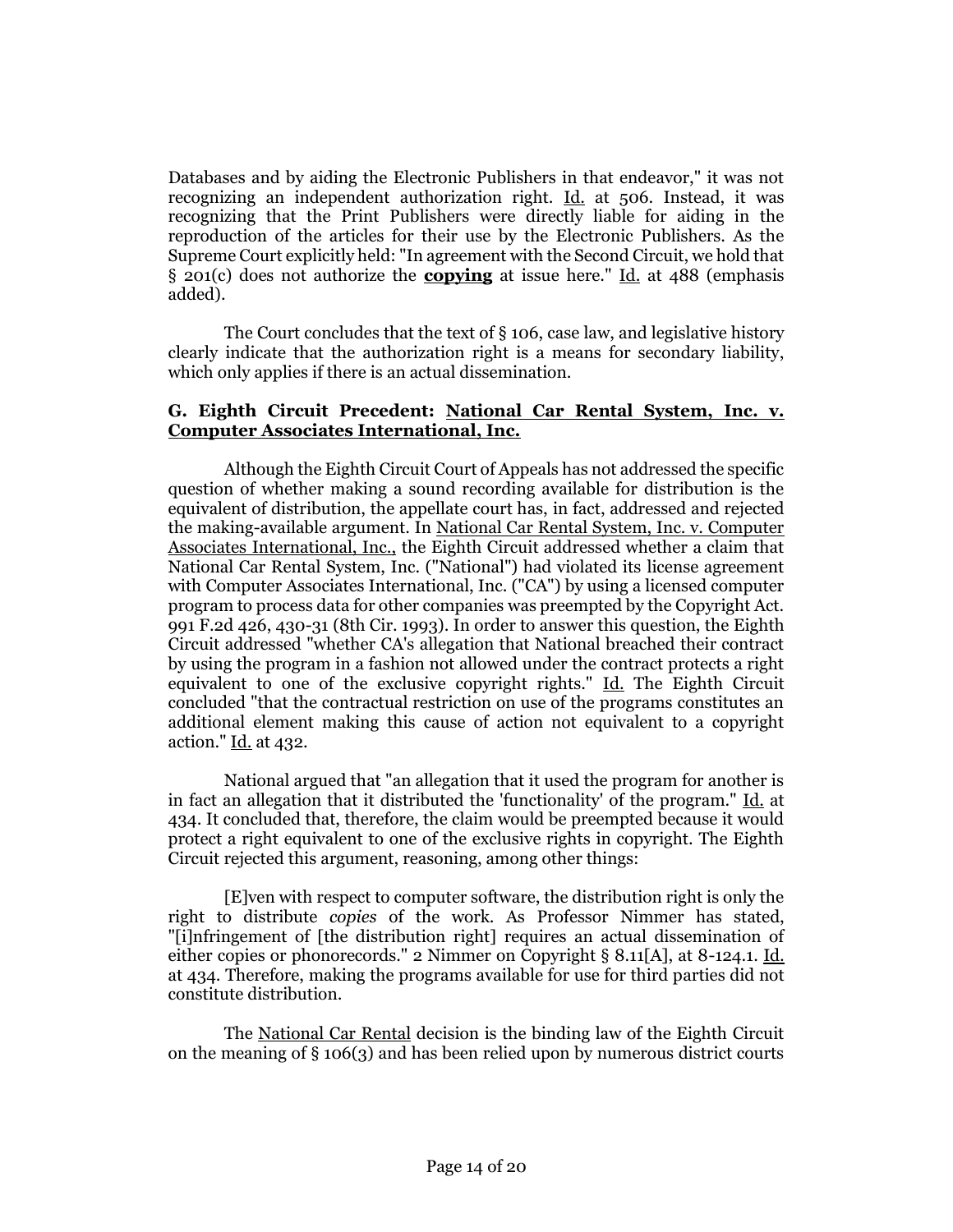Databases and by aiding the Electronic Publishers in that endeavor," it was not recognizing an independent authorization right. Id. at 506. Instead, it was recognizing that the Print Publishers were directly liable for aiding in the reproduction of the articles for their use by the Electronic Publishers. As the Supreme Court explicitly held: "In agreement with the Second Circuit, we hold that § 201(c) does not authorize the **copying** at issue here." Id. at 488 (emphasis added).

The Court concludes that the text of § 106, case law, and legislative history clearly indicate that the authorization right is a means for secondary liability, which only applies if there is an actual dissemination.

### G. Eighth Circuit Precedent: National Car Rental System, Inc. v. Computer Associates International, Inc.

Although the Eighth Circuit Court of Appeals has not addressed the specific question of whether making a sound recording available for distribution is the equivalent of distribution, the appellate court has, in fact, addressed and rejected the making-available argument. In National Car Rental System, Inc. v. Computer Associates International, Inc., the Eighth Circuit addressed whether a claim that National Car Rental System, Inc. ("National") had violated its license agreement with Computer Associates International, Inc. ("CA") by using a licensed computer program to process data for other companies was preempted by the Copyright Act. 991 F.2d 426, 430-31 (8th Cir. 1993). In order to answer this question, the Eighth Circuit addressed "whether CA's allegation that National breached their contract by using the program in a fashion not allowed under the contract protects a right equivalent to one of the exclusive copyright rights." Id. The Eighth Circuit concluded "that the contractual restriction on use of the programs constitutes an additional element making this cause of action not equivalent to a copyright action." Id. at 432.

National argued that "an allegation that it used the program for another is in fact an allegation that it distributed the 'functionality' of the program." Id. at 434. It concluded that, therefore, the claim would be preempted because it would protect a right equivalent to one of the exclusive rights in copyright. The Eighth Circuit rejected this argument, reasoning, among other things:

[E]ven with respect to computer software, the distribution right is only the right to distribute *copies* of the work. As Professor Nimmer has stated, "[i]nfringement of [the distribution right] requires an actual dissemination of either copies or phonorecords." 2 Nimmer on Copyright § 8.11[A], at 8-124.1. Id. at 434. Therefore, making the programs available for use for third parties did not constitute distribution.

The National Car Rental decision is the binding law of the Eighth Circuit on the meaning of § 106(3) and has been relied upon by numerous district courts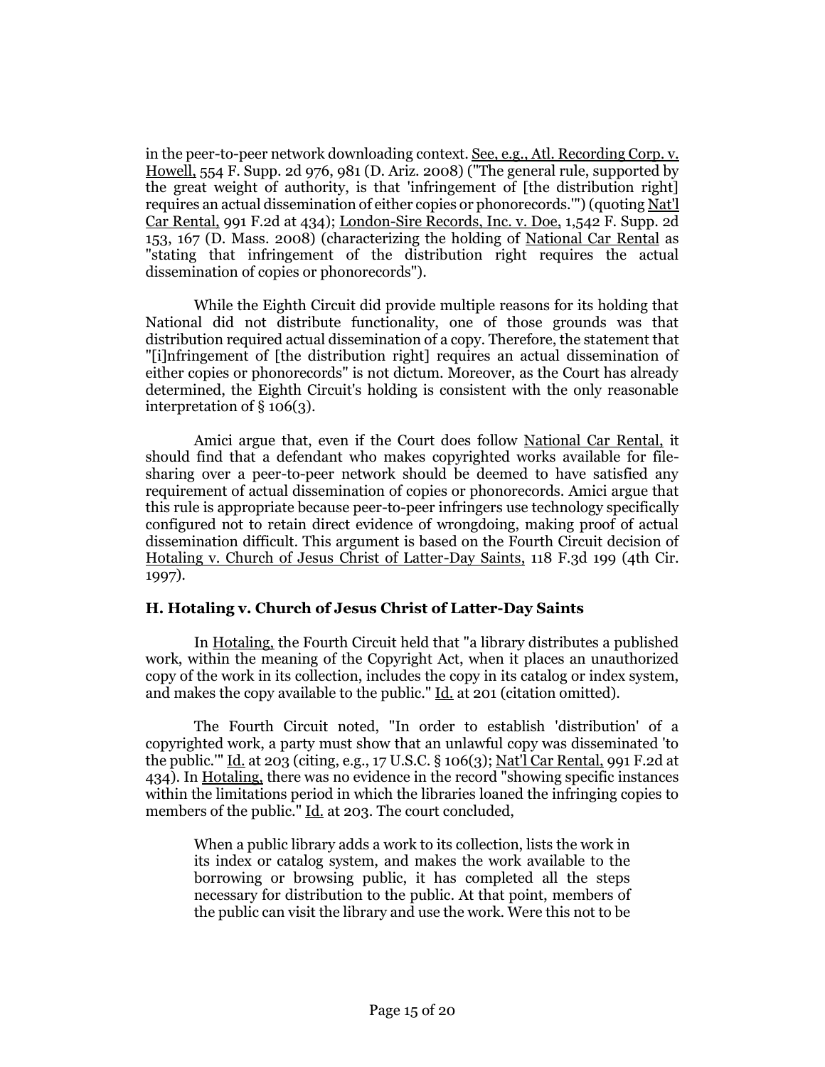in the peer-to-peer network downloading context. See, e.g., Atl. Recording Corp. v. Howell, 554 F. Supp. 2d 976, 981 (D. Ariz. 2008) ("The general rule, supported by the great weight of authority, is that 'infringement of [the distribution right] requires an actual dissemination of either copies or phonorecords.'") (quoting Nat'l Car Rental, 991 F.2d at 434); London-Sire Records, Inc. v. Doe, 1,542 F. Supp. 2d 153, 167 (D. Mass. 2008) (characterizing the holding of National Car Rental as "stating that infringement of the distribution right requires the actual dissemination of copies or phonorecords").

While the Eighth Circuit did provide multiple reasons for its holding that National did not distribute functionality, one of those grounds was that distribution required actual dissemination of a copy. Therefore, the statement that "[i]nfringement of [the distribution right] requires an actual dissemination of either copies or phonorecords" is not dictum. Moreover, as the Court has already determined, the Eighth Circuit's holding is consistent with the only reasonable interpretation of § 106(3).

Amici argue that, even if the Court does follow National Car Rental, it should find that a defendant who makes copyrighted works available for file-sharing over a peer-to-peer network should be deemed to have satisfied any requirement of actual dissemination of copies or phonorecords. Amici argue that this rule is appropriate because peer-to-peer infringers use technology specifically configured not to retain direct evidence of wrongdoing, making proof of actual dissemination difficult. This argument is based on the Fourth Circuit decision of Hotaling v. Church of Jesus Christ of Latter-Day Saints, 118 F.3d 199 (4th Cir. 1997).

### H. Hotaling v. Church of Jesus Christ of Latter-Day Saints

In Hotaling, the Fourth Circuit held that "a library distributes a published work, within the meaning of the Copyright Act, when it places an unauthorized copy of the work in its collection, includes the copy in its catalog or index system, and makes the copy available to the public." Id. at 201 (citation omitted).

The Fourth Circuit noted, "In order to establish 'distribution' of a copyrighted work, a party must show that an unlawful copy was disseminated 'to the public.'" Id. at 203 (citing, e.g., 17 U.S.C. § 106(3); Nat'l Car Rental, 991 F.2d at 434). In Hotaling, there was no evidence in the record "showing specific instances within the limitations period in which the libraries loaned the infringing copies to members of the public." Id. at 203. The court concluded,

> When a public library adds a work to its collection, lists the work in its index or catalog system, and makes the work available to the borrowing or browsing public, it has completed all the steps necessary for distribution to the public. At that point, members of the public can visit the library and use the work. Were this not to be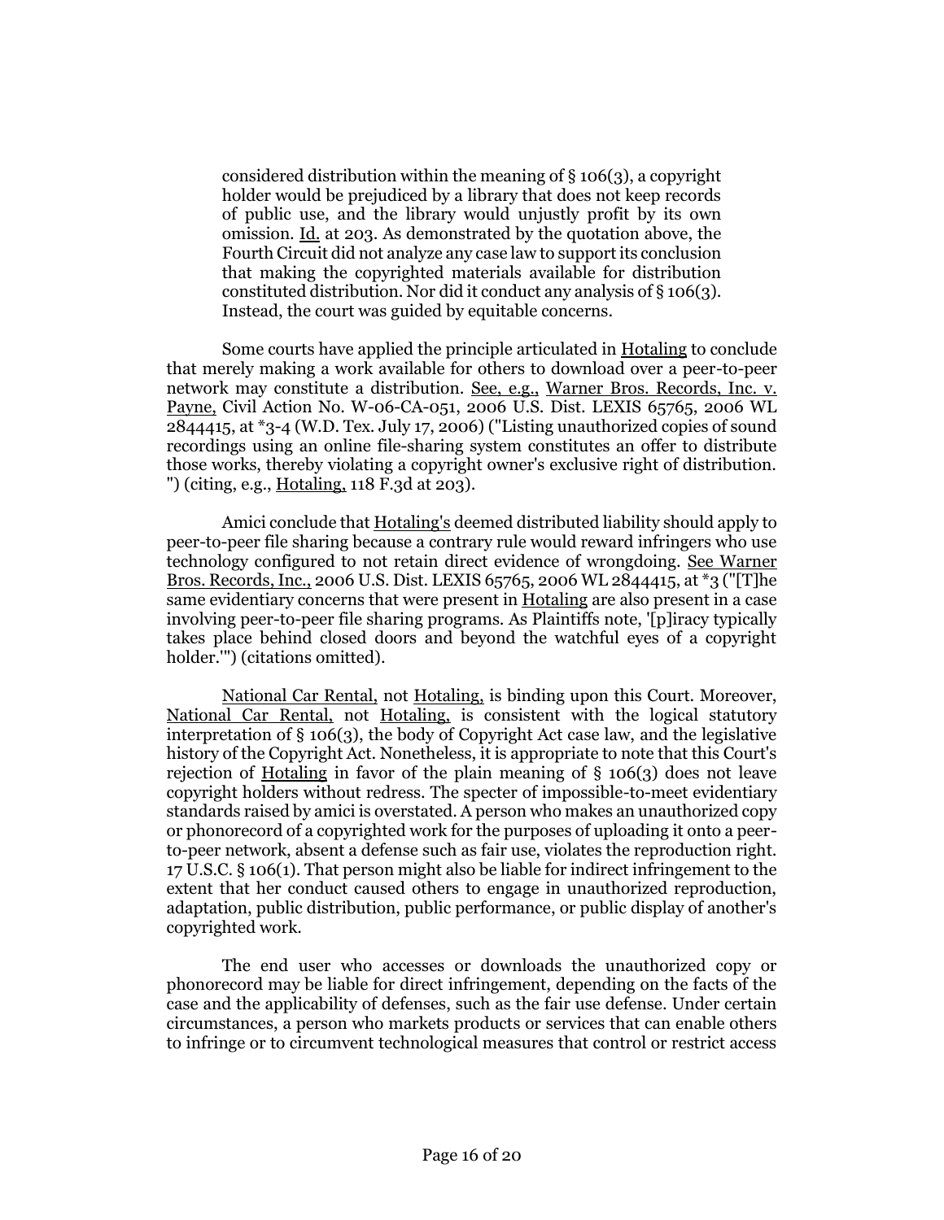considered distribution within the meaning of § 106(3), a copyright holder would be prejudiced by a library that does not keep records of public use, and the library would unjustly profit by its own omission. Id. at 203. As demonstrated by the quotation above, the Fourth Circuit did not analyze any case law to support its conclusion that making the copyrighted materials available for distribution constituted distribution. Nor did it conduct any analysis of § 106(3). Instead, the court was guided by equitable concerns.

Some courts have applied the principle articulated in Hotaling to conclude that merely making a work available for others to download over a peer-to-peer network may constitute a distribution. See, e.g., Warner Bros. Records, Inc. v. Payne, Civil Action No. W-06-CA-051, 2006 U.S. Dist. LEXIS 65765, 2006 WL 2844415, at *3-4 (W.D. Tex. July 17, 2006) ("Listing unauthorized copies of sound recordings using an online file-sharing system constitutes an offer to distribute those works, thereby violating a copyright owner's exclusive right of distribution. ") (citing, e.g., Hotaling, 118 F.3d at 203).

Amici conclude that Hotaling's deemed distributed liability should apply to peer-to-peer file sharing because a contrary rule would reward infringers who use technology configured to not retain direct evidence of wrongdoing. See Warner Bros. Records, Inc., 2006 U.S. Dist. LEXIS 65765, 2006 WL 2844415, at *3 ("[T]he same evidentiary concerns that were present in Hotaling are also present in a case involving peer-to-peer file sharing programs. As Plaintiffs note, '[p]iracy typically takes place behind closed doors and beyond the watchful eyes of a copyright holder.'") (citations omitted).

National Car Rental, not Hotaling, is binding upon this Court. Moreover, National Car Rental, not Hotaling, is consistent with the logical statutory interpretation of § 106(3), the body of Copyright Act case law, and the legislative history of the Copyright Act. Nonetheless, it is appropriate to note that this Court's rejection of Hotaling in favor of the plain meaning of § 106(3) does not leave copyright holders without redress. The specter of impossible-to-meet evidentiary standards raised by amici is overstated. A person who makes an unauthorized copy or phonorecord of a copyrighted work for the purposes of uploading it onto a peer-to-peer network, absent a defense such as fair use, violates the reproduction right. 17 U.S.C. § 106(1). That person might also be liable for indirect infringement to the extent that her conduct caused others to engage in unauthorized reproduction, adaptation, public distribution, public performance, or public display of another's copyrighted work.

The end user who accesses or downloads the unauthorized copy or phonorecord may be liable for direct infringement, depending on the facts of the case and the applicability of defenses, such as the fair use defense. Under certain circumstances, a person who markets products or services that can enable others to infringe or to circumvent technological measures that control or restrict access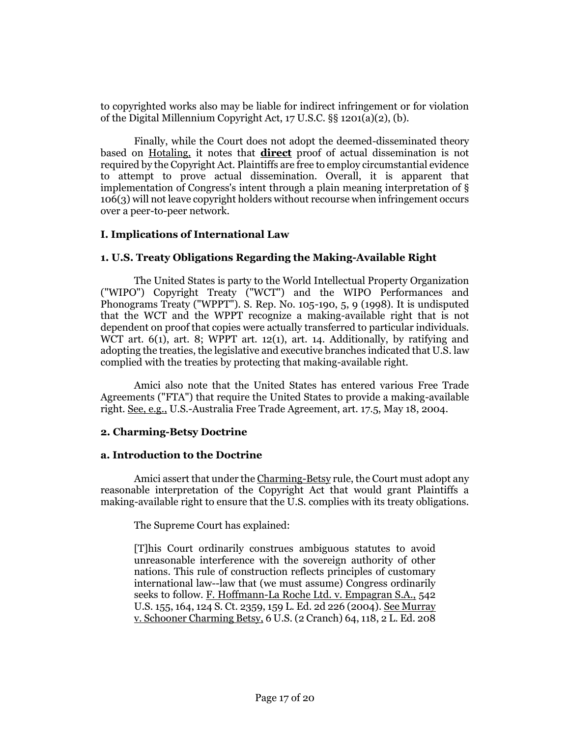to copyrighted works also may be liable for indirect infringement or for violation of the Digital Millennium Copyright Act, 17 U.S.C. §§ 1201(a)(2), (b).

Finally, while the Court does not adopt the deemed-disseminated theory based on Hotaling, it notes that **direct** proof of actual dissemination is not required by the Copyright Act. Plaintiffs are free to employ circumstantial evidence to attempt to prove actual dissemination. Overall, it is apparent that implementation of Congress's intent through a plain meaning interpretation of § 106(3) will not leave copyright holders without recourse when infringement occurs over a peer-to-peer network.

### I. Implications of International Law

### 1. U.S. Treaty Obligations Regarding the Making-Available Right

The United States is party to the World Intellectual Property Organization ("WIPO") Copyright Treaty ("WCT") and the WIPO Performances and Phonograms Treaty ("WPPT"). S. Rep. No. 105-190, 5, 9 (1998). It is undisputed that the WCT and the WPPT recognize a making-available right that is not dependent on proof that copies were actually transferred to particular individuals. WCT art. 6(1), art. 8; WPPT art. 12(1), art. 14. Additionally, by ratifying and adopting the treaties, the legislative and executive branches indicated that U.S. law complied with the treaties by protecting that making-available right.

Amici also note that the United States has entered various Free Trade Agreements ("FTA") that require the United States to provide a making-available right. See, e.g., U.S.-Australia Free Trade Agreement, art. 17.5, May 18, 2004.

### 2. Charming-Betsy Doctrine

### a. Introduction to the Doctrine

Amici assert that under the Charming-Betsy rule, the Court must adopt any reasonable interpretation of the Copyright Act that would grant Plaintiffs a making-available right to ensure that the U.S. complies with its treaty obligations.

The Supreme Court has explained:

> [T]his Court ordinarily construes ambiguous statutes to avoid unreasonable interference with the sovereign authority of other nations. This rule of construction reflects principles of customary international law--law that (we must assume) Congress ordinarily seeks to follow. F. Hoffmann-La Roche Ltd. v. Empagran S.A., 542 U.S. 155, 164, 124 S. Ct. 2359, 159 L. Ed. 2d 226 (2004). See Murray v. Schooner Charming Betsy, 6 U.S. (2 Cranch) 64, 118, 2 L. Ed. 208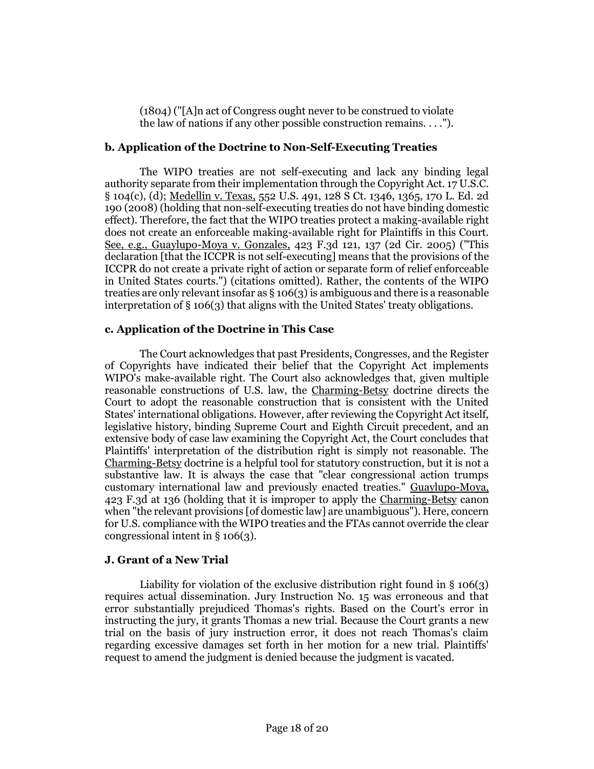(1804) ("[A]n act of Congress ought never to be construed to violate the law of nations if any other possible construction remains. . . .").

### b. Application of the Doctrine to Non-Self-Executing Treaties

The WIPO treaties are not self-executing and lack any binding legal authority separate from their implementation through the Copyright Act. 17 U.S.C. § 104(c), (d); Medellin v. Texas, 552 U.S. 491, 128 S Ct. 1346, 1365, 170 L. Ed. 2d 190 (2008) (holding that non-self-executing treaties do not have binding domestic effect). Therefore, the fact that the WIPO treaties protect a making-available right does not create an enforceable making-available right for Plaintiffs in this Court. See, e.g., Guaylupo-Moya v. Gonzales, 423 F.3d 121, 137 (2d Cir. 2005) ("This declaration [that the ICCPR is not self-executing] means that the provisions of the ICCPR do not create a private right of action or separate form of relief enforceable in United States courts.") (citations omitted). Rather, the contents of the WIPO treaties are only relevant insofar as § 106(3) is ambiguous and there is a reasonable interpretation of § 106(3) that aligns with the United States' treaty obligations.

### c. Application of the Doctrine in This Case

The Court acknowledges that past Presidents, Congresses, and the Register of Copyrights have indicated their belief that the Copyright Act implements WIPO's make-available right. The Court also acknowledges that, given multiple reasonable constructions of U.S. law, the Charming-Betsy doctrine directs the Court to adopt the reasonable construction that is consistent with the United States' international obligations. However, after reviewing the Copyright Act itself, legislative history, binding Supreme Court and Eighth Circuit precedent, and an extensive body of case law examining the Copyright Act, the Court concludes that Plaintiffs' interpretation of the distribution right is simply not reasonable. The Charming-Betsy doctrine is a helpful tool for statutory construction, but it is not a substantive law. It is always the case that "clear congressional action trumps customary international law and previously enacted treaties." Guaylupo-Moya, 423 F.3d at 136 (holding that it is improper to apply the Charming-Betsy canon when "the relevant provisions [of domestic law] are unambiguous"). Here, concern for U.S. compliance with the WIPO treaties and the FTAs cannot override the clear congressional intent in § 106(3).

## J. Grant of a New Trial

Liability for violation of the exclusive distribution right found in § 106(3) requires actual dissemination. Jury Instruction No. 15 was erroneous and that error substantially prejudiced Thomas's rights. Based on the Court's error in instructing the jury, it grants Thomas a new trial. Because the Court grants a new trial on the basis of jury instruction error, it does not reach Thomas's claim regarding excessive damages set forth in her motion for a new trial. Plaintiffs' request to amend the judgment is denied because the judgment is vacated.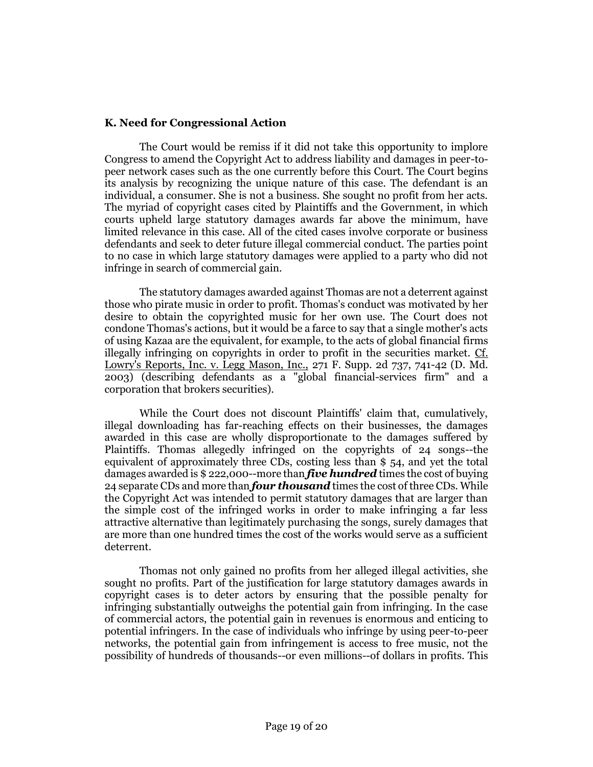### K. Need for Congressional Action

The Court would be remiss if it did not take this opportunity to implore Congress to amend the Copyright Act to address liability and damages in peer-to-peer network cases such as the one currently before this Court. The Court begins its analysis by recognizing the unique nature of this case. The defendant is an individual, a consumer. She is not a business. She sought no profit from her acts. The myriad of copyright cases cited by Plaintiffs and the Government, in which courts upheld large statutory damages awards far above the minimum, have limited relevance in this case. All of the cited cases involve corporate or business defendants and seek to deter future illegal commercial conduct. The parties point to no case in which large statutory damages were applied to a party who did not infringe in search of commercial gain.

The statutory damages awarded against Thomas are not a deterrent against those who pirate music in order to profit. Thomas's conduct was motivated by her desire to obtain the copyrighted music for her own use. The Court does not condone Thomas's actions, but it would be a farce to say that a single mother's acts of using Kazaa are the equivalent, for example, to the acts of global financial firms illegally infringing on copyrights in order to profit in the securities market. Cf. Lowry's Reports, Inc. v. Legg Mason, Inc., 271 F. Supp. 2d 737, 741-42 (D. Md. 2003) (describing defendants as a "global financial-services firm" and a corporation that brokers securities).

While the Court does not discount Plaintiffs' claim that, cumulatively, illegal downloading has far-reaching effects on their businesses, the damages awarded in this case are wholly disproportionate to the damages suffered by Plaintiffs. Thomas allegedly infringed on the copyrights of 24 songs--the equivalent of approximately three CDs, costing less than $ 54, and yet the total damages awarded is $ 222,000--more than ***five hundred*** times the cost of buying 24 separate CDs and more than ***four thousand*** times the cost of three CDs. While the Copyright Act was intended to permit statutory damages that are larger than the simple cost of the infringed works in order to make infringing a far less attractive alternative than legitimately purchasing the songs, surely damages that are more than one hundred times the cost of the works would serve as a sufficient deterrent.

Thomas not only gained no profits from her alleged illegal activities, she sought no profits. Part of the justification for large statutory damages awards in copyright cases is to deter actors by ensuring that the possible penalty for infringing substantially outweighs the potential gain from infringing. In the case of commercial actors, the potential gain in revenues is enormous and enticing to potential infringers. In the case of individuals who infringe by using peer-to-peer networks, the potential gain from infringement is access to free music, not the possibility of hundreds of thousands--or even millions--of dollars in profits. This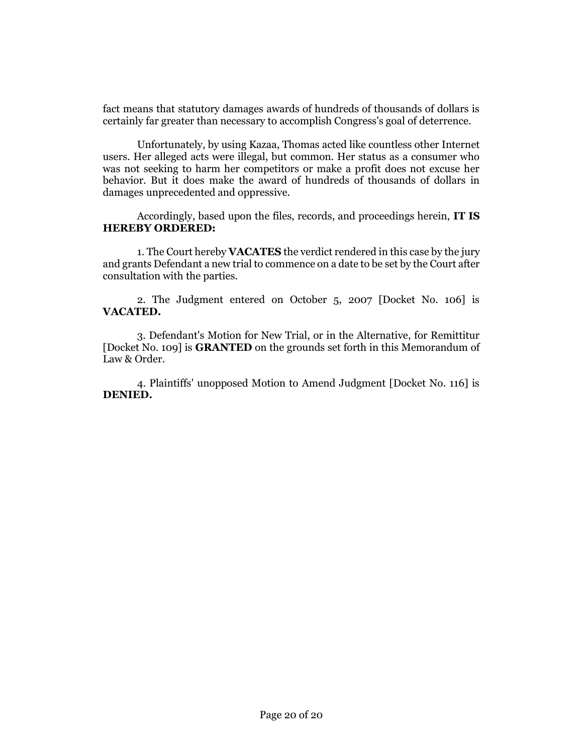fact means that statutory damages awards of hundreds of thousands of dollars is certainly far greater than necessary to accomplish Congress's goal of deterrence.

Unfortunately, by using Kazaa, Thomas acted like countless other Internet users. Her alleged acts were illegal, but common. Her status as a consumer who was not seeking to harm her competitors or make a profit does not excuse her behavior. But it does make the award of hundreds of thousands of dollars in damages unprecedented and oppressive.

Accordingly, based upon the files, records, and proceedings herein, **IT IS HEREBY ORDERED:**

1. The Court hereby **VACATES** the verdict rendered in this case by the jury and grants Defendant a new trial to commence on a date to be set by the Court after consultation with the parties.

2. The Judgment entered on October 5, 2007 [Docket No. 106] is **VACATED.**

3. Defendant's Motion for New Trial, or in the Alternative, for Remittitur [Docket No. 109] is **GRANTED** on the grounds set forth in this Memorandum of Law & Order.

4. Plaintiffs' unopposed Motion to Amend Judgment [Docket No. 116] is **DENIED.**